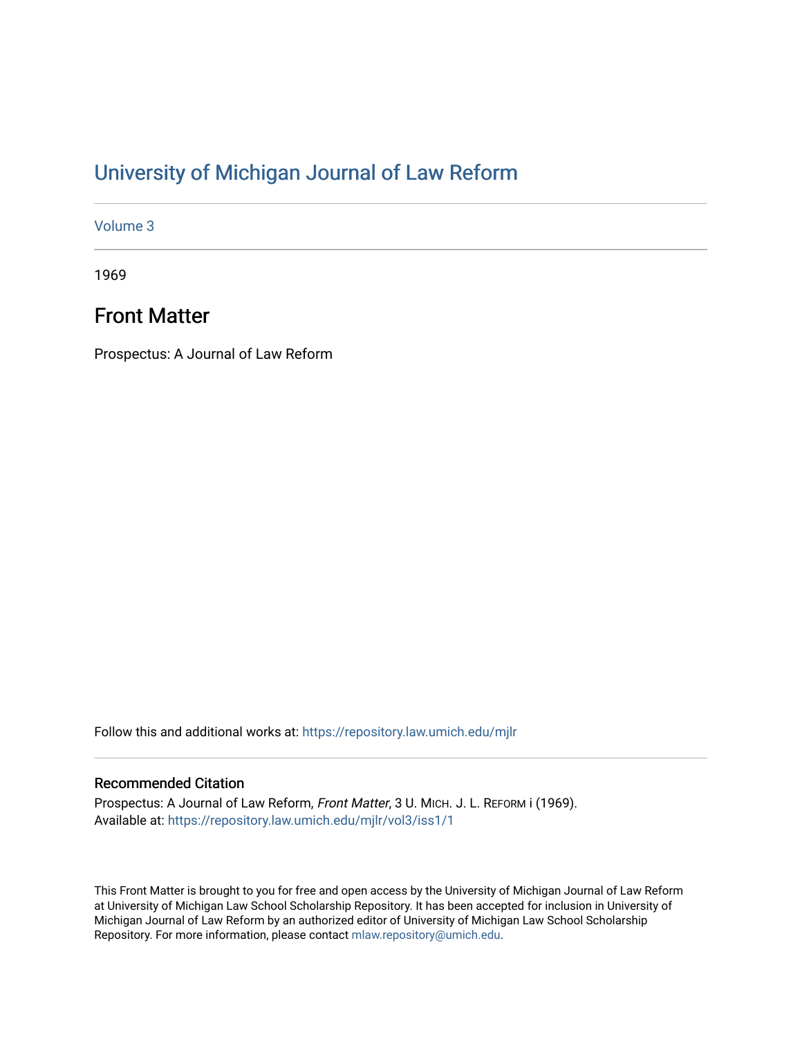# University of Michigan Journal of Law Reform

Volume 3

1969

## Front Matter

Prospectus: A Journal of Law Reform

Follow this and additional works at: https://repository.law.umich.edu/mjlr

### Recommended Citation

Prospectus: A Journal of Law Reform, *Front Matter*, 3 U. MICH. J. L. REFORM i (1969).
Available at: https://repository.law.umich.edu/mjlr/vol3/iss1/1

This Front Matter is brought to you for free and open access by the University of Michigan Journal of Law Reform at University of Michigan Law School Scholarship Repository. It has been accepted for inclusion in University of Michigan Journal of Law Reform by an authorized editor of University of Michigan Law School Scholarship Repository. For more information, please contact mlaw.repository@umich.edu.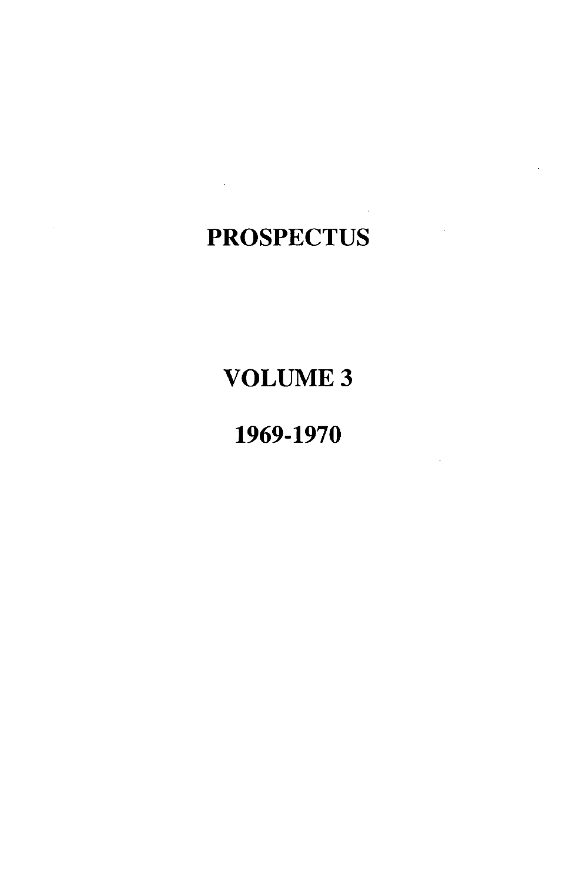# PROSPECTUS

## VOLUME 3

## 1969-1970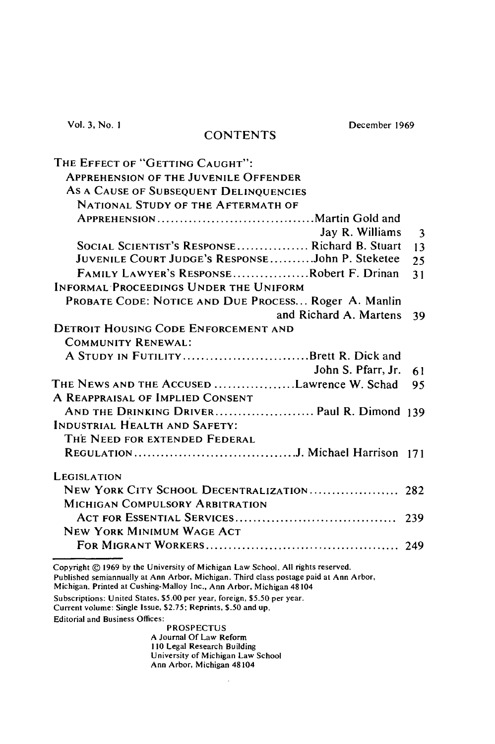Vol. 3, No. 1 December 1969

# CONTENTS

THE EFFECT OF "GETTING CAUGHT":
APPREHENSION OF THE JUVENILE OFFENDER
AS A CAUSE OF SUBSEQUENT DELINQUENCIES

| | |
|---|---|
| NATIONAL STUDY OF THE AFTERMATH OF APPREHENSION .......... Martin Gold and Jay R. Williams | 3 |
| SOCIAL SCIENTIST'S RESPONSE .......... Richard B. Stuart | 13 |
| JUVENILE COURT JUDGE'S RESPONSE .......... John P. Steketee | 25 |
| FAMILY LAWYER'S RESPONSE .......... Robert F. Drinan | 31 |
| INFORMAL PROCEEDINGS UNDER THE UNIFORM PROBATE CODE: NOTICE AND DUE PROCESS... Roger A. Manlin and Richard A. Martens | 39 |
| DETROIT HOUSING CODE ENFORCEMENT AND COMMUNITY RENEWAL: A STUDY IN FUTILITY .......... Brett R. Dick and John S. Pfarr, Jr. | 61 |
| THE NEWS AND THE ACCUSED .......... Lawrence W. Schad | 95 |
| A REAPPRAISAL OF IMPLIED CONSENT AND THE DRINKING DRIVER .......... Paul R. Dimond | 139 |
| INDUSTRIAL HEALTH AND SAFETY: THE NEED FOR EXTENDED FEDERAL REGULATION .......... J. Michael Harrison | 171 |

LEGISLATION

| | |
|---|---|
| NEW YORK CITY SCHOOL DECENTRALIZATION .......... | 282 |
| MICHIGAN COMPULSORY ARBITRATION ACT FOR ESSENTIAL SERVICES .......... | 239 |
| NEW YORK MINIMUM WAGE ACT FOR MIGRANT WORKERS .......... | 249 |

Copyright © 1969 by the University of Michigan Law School. All rights reserved.
Published semiannually at Ann Arbor, Michigan. Third class postage paid at Ann Arbor, Michigan. Printed at Cushing-Malloy Inc., Ann Arbor, Michigan 48104

Subscriptions: United States, $5.00 per year, foreign, $5.50 per year.
Current volume: Single Issue, $2.75; Reprints, $.50 and up.

Editorial and Business Offices:

PROSPECTUS
A Journal Of Law Reform
110 Legal Research Building
University of Michigan Law School
Ann Arbor, Michigan 48104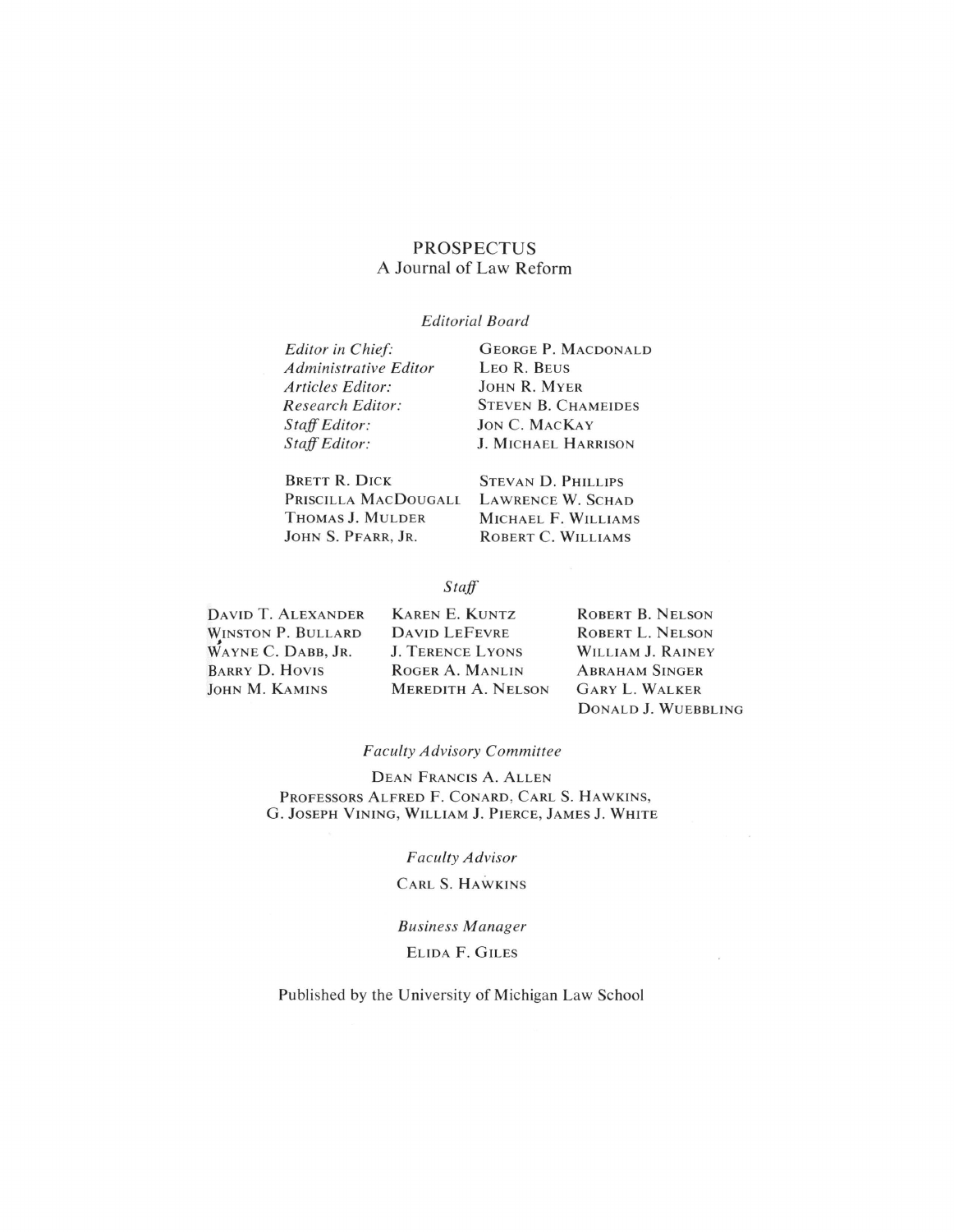# PROSPECTUS

## A Journal of Law Reform

*Editorial Board*

*Editor in Chief:* GEORGE P. MACDONALD
*Administrative Editor* LEO R. BEUS
*Articles Editor:* JOHN R. MYER
*Research Editor:* STEVEN B. CHAMEIDES
*Staff Editor:* JON C. MACKAY
*Staff Editor:* J. MICHAEL HARRISON

BRETT R. DICK
PRISCILLA MACDOUGALL
THOMAS J. MULDER
JOHN S. PFARR, JR.
STEVAN D. PHILLIPS
LAWRENCE W. SCHAD
MICHAEL F. WILLIAMS
ROBERT C. WILLIAMS

*Staff*

DAVID T. ALEXANDER
WINSTON P. BULLARD
WAYNE C. DABB, JR.
BARRY D. HOVIS
JOHN M. KAMINS
KAREN E. KUNTZ
DAVID LEFEVRE
J. TERENCE LYONS
ROGER A. MANLIN
MEREDITH A. NELSON
ROBERT B. NELSON
ROBERT L. NELSON
WILLIAM J. RAINEY
ABRAHAM SINGER
GARY L. WALKER
DONALD J. WUEBBLING

*Faculty Advisory Committee*

DEAN FRANCIS A. ALLEN
PROFESSORS ALFRED F. CONARD, CARL S. HAWKINS,
G. JOSEPH VINING, WILLIAM J. PIERCE, JAMES J. WHITE

*Faculty Advisor*

CARL S. HAWKINS

*Business Manager*

ELIDA F. GILES

Published by the University of Michigan Law School